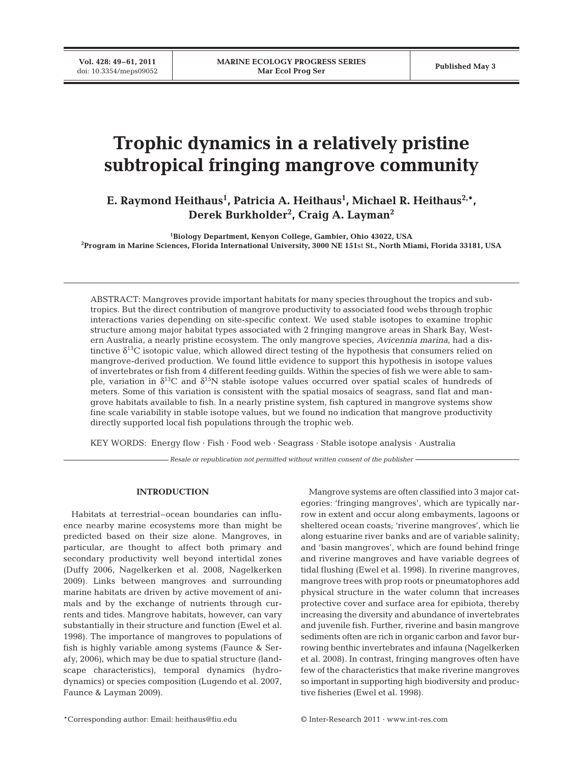# Trophic dynamics in a relatively pristine subtropical fringing mangrove community

**E. Raymond Heithaus[1], Patricia A. Heithaus[1], Michael R. Heithaus[2,*], Derek Burkholder[2], Craig A. Layman[2]**

[1]Biology Department, Kenyon College, Gambier, Ohio 43022, USA
[2]Program in Marine Sciences, Florida International University, 3000 NE 151st St., North Miami, Florida 33181, USA

ABSTRACT: Mangroves provide important habitats for many species throughout the tropics and subtropics. But the direct contribution of mangrove productivity to associated food webs through trophic interactions varies depending on site-specific context. We used stable isotopes to examine trophic structure among major habitat types associated with 2 fringing mangrove areas in Shark Bay, Western Australia, a nearly pristine ecosystem. The only mangrove species, *Avicennia marina*, had a distinctive $\delta^{13}C$ isotopic value, which allowed direct testing of the hypothesis that consumers relied on mangrove-derived production. We found little evidence to support this hypothesis in isotope values of invertebrates or fish from 4 different feeding guilds. Within the species of fish we were able to sample, variation in $\delta^{13}C$ and $\delta^{15}N$ stable isotope values occurred over spatial scales of hundreds of meters. Some of this variation is consistent with the spatial mosaics of seagrass, sand flat and mangrove habitats available to fish. In a nearly pristine system, fish captured in mangrove systems show fine scale variability in stable isotope values, but we found no indication that mangrove productivity directly supported local fish populations through the trophic web.

KEY WORDS: Energy flow · Fish · Food web · Seagrass · Stable isotope analysis · Australia

*Resale or republication not permitted without written consent of the publisher*

## INTRODUCTION

Habitats at terrestrial–ocean boundaries can influence nearby marine ecosystems more than might be predicted based on their size alone. Mangroves, in particular, are thought to affect both primary and secondary productivity well beyond intertidal zones (Duffy 2006, Nagelkerken et al. 2008, Nagelkerken 2009). Links between mangroves and surrounding marine habitats are driven by active movement of animals and by the exchange of nutrients through currents and tides. Mangrove habitats, however, can vary substantially in their structure and function (Ewel et al. 1998). The importance of mangroves to populations of fish is highly variable among systems (Faunce & Serafy, 2006), which may be due to spatial structure (landscape characteristics), temporal dynamics (hydrodynamics) or species composition (Lugendo et al. 2007, Faunce & Layman 2009).

Mangrove systems are often classified into 3 major categories: 'fringing mangroves', which are typically narrow in extent and occur along embayments, lagoons or sheltered ocean coasts; 'riverine mangroves', which lie along estuarine river banks and are of variable salinity; and 'basin mangroves', which are found behind fringe and riverine mangroves and have variable degrees of tidal flushing (Ewel et al. 1998). In riverine mangroves, mangrove trees with prop roots or pneumatophores add physical structure in the water column that increases protective cover and surface area for epibiota, thereby increasing the diversity and abundance of invertebrates and juvenile fish. Further, riverine and basin mangrove sediments often are rich in organic carbon and favor burrowing benthic invertebrates and infauna (Nagelkerken et al. 2008). In contrast, fringing mangroves often have few of the characteristics that make riverine mangroves so important in supporting high biodiversity and productive fisheries (Ewel et al. 1998).

*Corresponding author: Email: heithaus@fiu.edu

© Inter-Research 2011 · www.int-res.com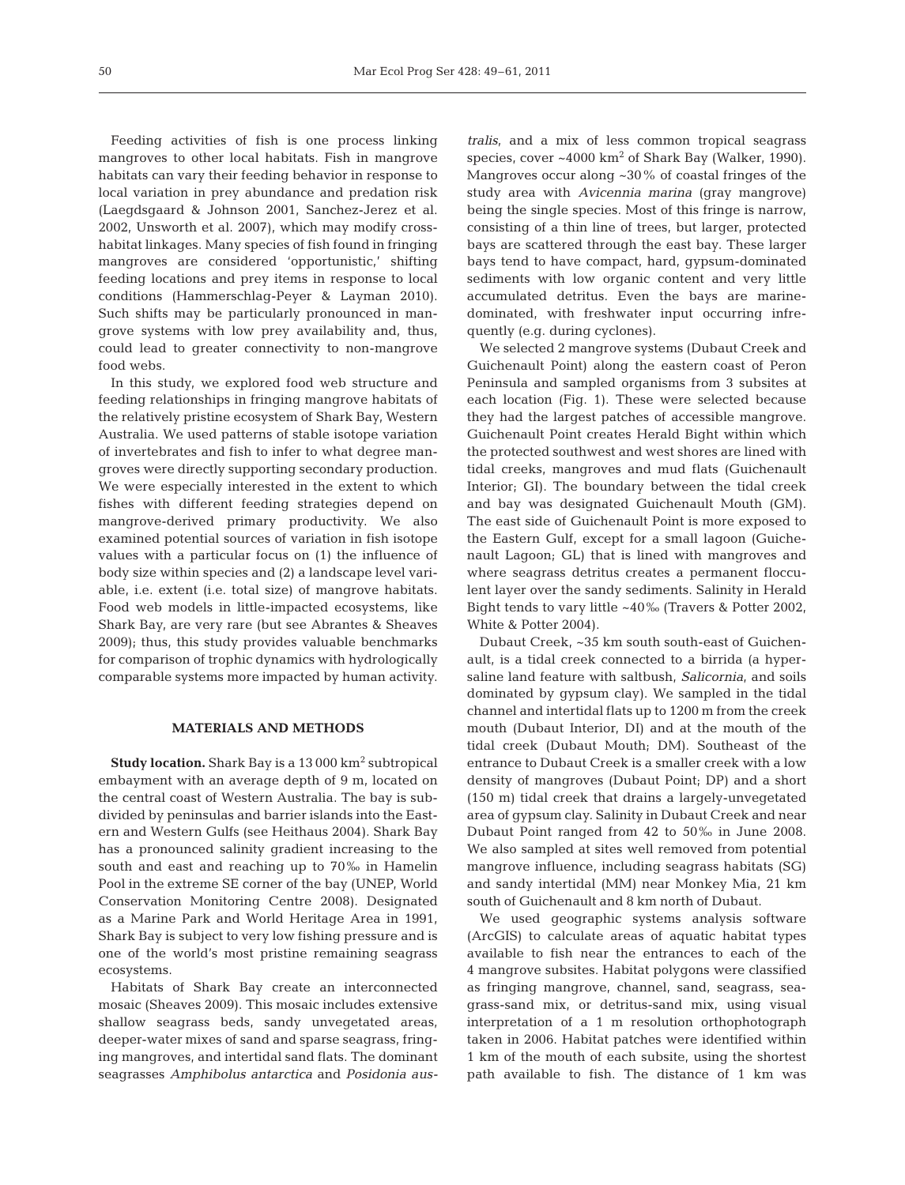Feeding activities of fish is one process linking mangroves to other local habitats. Fish in mangrove habitats can vary their feeding behavior in response to local variation in prey abundance and predation risk (Laegdsgaard & Johnson 2001, Sanchez-Jerez et al. 2002, Unsworth et al. 2007), which may modify cross-habitat linkages. Many species of fish found in fringing mangroves are considered 'opportunistic,' shifting feeding locations and prey items in response to local conditions (Hammerschlag-Peyer & Layman 2010). Such shifts may be particularly pronounced in mangrove systems with low prey availability and, thus, could lead to greater connectivity to non-mangrove food webs.

In this study, we explored food web structure and feeding relationships in fringing mangrove habitats of the relatively pristine ecosystem of Shark Bay, Western Australia. We used patterns of stable isotope variation of invertebrates and fish to infer to what degree mangroves were directly supporting secondary production. We were especially interested in the extent to which fishes with different feeding strategies depend on mangrove-derived primary productivity. We also examined potential sources of variation in fish isotope values with a particular focus on (1) the influence of body size within species and (2) a landscape level variable, i.e. extent (i.e. total size) of mangrove habitats. Food web models in little-impacted ecosystems, like Shark Bay, are very rare (but see Abrantes & Sheaves 2009); thus, this study provides valuable benchmarks for comparison of trophic dynamics with hydrologically comparable systems more impacted by human activity.

## MATERIALS AND METHODS

**Study location.** Shark Bay is a 13 000 km$^2$ subtropical embayment with an average depth of 9 m, located on the central coast of Western Australia. The bay is subdivided by peninsulas and barrier islands into the Eastern and Western Gulfs (see Heithaus 2004). Shark Bay has a pronounced salinity gradient increasing to the south and east and reaching up to 70‰ in Hamelin Pool in the extreme SE corner of the bay (UNEP, World Conservation Monitoring Centre 2008). Designated as a Marine Park and World Heritage Area in 1991, Shark Bay is subject to very low fishing pressure and is one of the world's most pristine remaining seagrass ecosystems.

Habitats of Shark Bay create an interconnected mosaic (Sheaves 2009). This mosaic includes extensive shallow seagrass beds, sandy unvegetated areas, deeper-water mixes of sand and sparse seagrass, fringing mangroves, and intertidal sand flats. The dominant seagrasses *Amphibolus antarctica* and *Posidonia australis*, and a mix of less common tropical seagrass species, cover ~4000 km$^2$ of Shark Bay (Walker, 1990). Mangroves occur along ~30% of coastal fringes of the study area with *Avicennia marina* (gray mangrove) being the single species. Most of this fringe is narrow, consisting of a thin line of trees, but larger, protected bays are scattered through the east bay. These larger bays tend to have compact, hard, gypsum-dominated sediments with low organic content and very little accumulated detritus. Even the bays are marine-dominated, with freshwater input occurring infrequently (e.g. during cyclones).

We selected 2 mangrove systems (Dubaut Creek and Guichenault Point) along the eastern coast of Peron Peninsula and sampled organisms from 3 subsites at each location (Fig. 1). These were selected because they had the largest patches of accessible mangrove. Guichenault Point creates Herald Bight within which the protected southwest and west shores are lined with tidal creeks, mangroves and mud flats (Guichenault Interior; GI). The boundary between the tidal creek and bay was designated Guichenault Mouth (GM). The east side of Guichenault Point is more exposed to the Eastern Gulf, except for a small lagoon (Guichenault Lagoon; GL) that is lined with mangroves and where seagrass detritus creates a permanent flocculent layer over the sandy sediments. Salinity in Herald Bight tends to vary little ~40‰ (Travers & Potter 2002, White & Potter 2004).

Dubaut Creek, ~35 km south south-east of Guichenault, is a tidal creek connected to a birrida (a hypersaline land feature with saltbush, *Salicornia*, and soils dominated by gypsum clay). We sampled in the tidal channel and intertidal flats up to 1200 m from the creek mouth (Dubaut Interior, DI) and at the mouth of the tidal creek (Dubaut Mouth; DM). Southeast of the entrance to Dubaut Creek is a smaller creek with a low density of mangroves (Dubaut Point; DP) and a short (150 m) tidal creek that drains a largely-unvegetated area of gypsum clay. Salinity in Dubaut Creek and near Dubaut Point ranged from 42 to 50‰ in June 2008. We also sampled at sites well removed from potential mangrove influence, including seagrass habitats (SG) and sandy intertidal (MM) near Monkey Mia, 21 km south of Guichenault and 8 km north of Dubaut.

We used geographic systems analysis software (ArcGIS) to calculate areas of aquatic habitat types available to fish near the entrances to each of the 4 mangrove subsites. Habitat polygons were classified as fringing mangrove, channel, sand, seagrass, seagrass-sand mix, or detritus-sand mix, using visual interpretation of a 1 m resolution orthophotograph taken in 2006. Habitat patches were identified within 1 km of the mouth of each subsite, using the shortest path available to fish. The distance of 1 km was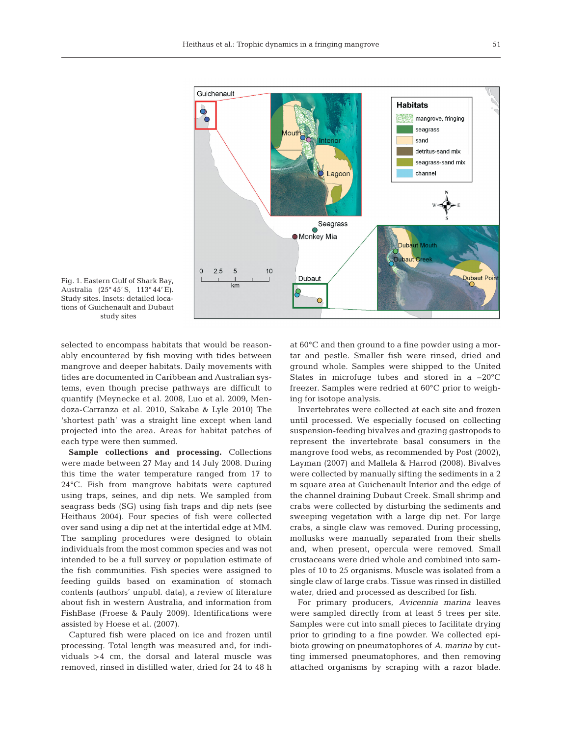Fig. 1. Eastern Gulf of Shark Bay, Australia (25° 45′ S, 113° 44′ E). Study sites. Insets: detailed locations of Guichenault and Dubaut study sites

selected to encompass habitats that would be reasonably encountered by fish moving with tides between mangrove and deeper habitats. Daily movements with tides are documented in Caribbean and Australian systems, even though precise pathways are difficult to quantify (Meynecke et al. 2008, Luo et al. 2009, Mendoza-Carranza et al. 2010, Sakabe & Lyle 2010) The 'shortest path' was a straight line except when land projected into the area. Areas for habitat patches of each type were then summed.

**Sample collections and processing.** Collections were made between 27 May and 14 July 2008. During this time the water temperature ranged from 17 to 24°C. Fish from mangrove habitats were captured using traps, seines, and dip nets. We sampled from seagrass beds (SG) using fish traps and dip nets (see Heithaus 2004). Four species of fish were collected over sand using a dip net at the intertidal edge at MM. The sampling procedures were designed to obtain individuals from the most common species and was not intended to be a full survey or population estimate of the fish communities. Fish species were assigned to feeding guilds based on examination of stomach contents (authors' unpubl. data), a review of literature about fish in western Australia, and information from FishBase (Froese & Pauly 2009). Identifications were assisted by Hoese et al. (2007).

Captured fish were placed on ice and frozen until processing. Total length was measured and, for individuals >4 cm, the dorsal and lateral muscle was removed, rinsed in distilled water, dried for 24 to 48 h at 60°C and then ground to a fine powder using a mortar and pestle. Smaller fish were rinsed, dried and ground whole. Samples were shipped to the United States in microfuge tubes and stored in a −20°C freezer. Samples were redried at 60°C prior to weighing for isotope analysis.

Invertebrates were collected at each site and frozen until processed. We especially focused on collecting suspension-feeding bivalves and grazing gastropods to represent the invertebrate basal consumers in the mangrove food webs, as recommended by Post (2002), Layman (2007) and Mallela & Harrod (2008). Bivalves were collected by manually sifting the sediments in a 2 m square area at Guichenault Interior and the edge of the channel draining Dubaut Creek. Small shrimp and crabs were collected by disturbing the sediments and sweeping vegetation with a large dip net. For large crabs, a single claw was removed. During processing, mollusks were manually separated from their shells and, when present, opercula were removed. Small crustaceans were dried whole and combined into samples of 10 to 25 organisms. Muscle was isolated from a single claw of large crabs. Tissue was rinsed in distilled water, dried and processed as described for fish.

For primary producers, *Avicennia marina* leaves were sampled directly from at least 5 trees per site. Samples were cut into small pieces to facilitate drying prior to grinding to a fine powder. We collected epibiota growing on pneumatophores of *A. marina* by cutting immersed pneumatophores, and then removing attached organisms by scraping with a razor blade.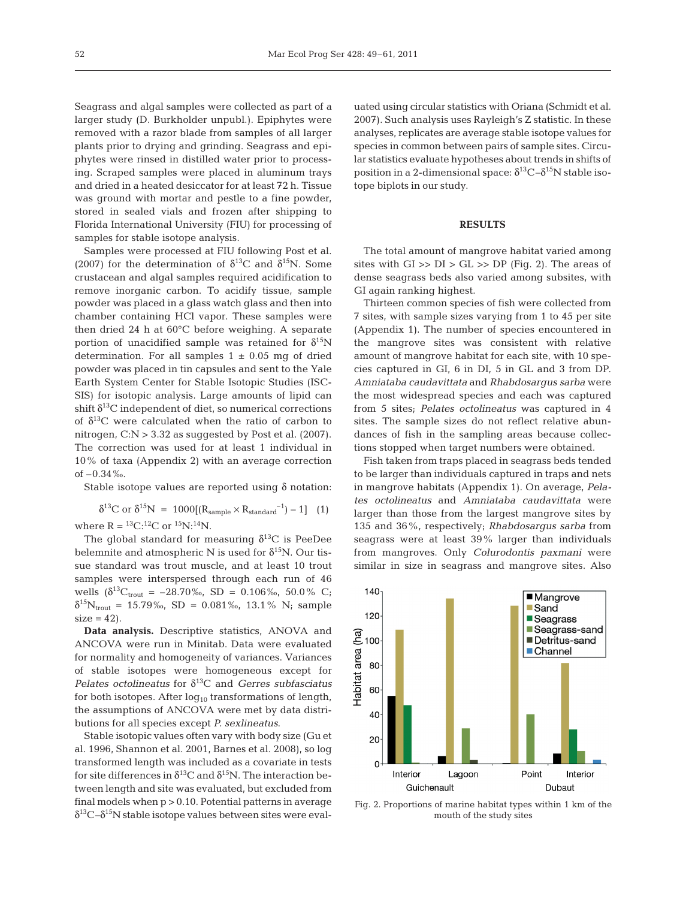Seagrass and algal samples were collected as part of a larger study (D. Burkholder unpubl.). Epiphytes were removed with a razor blade from samples of all larger plants prior to drying and grinding. Seagrass and epiphytes were rinsed in distilled water prior to processing. Scraped samples were placed in aluminum trays and dried in a heated desiccator for at least 72 h. Tissue was ground with mortar and pestle to a fine powder, stored in sealed vials and frozen after shipping to Florida International University (FIU) for processing of samples for stable isotope analysis.

Samples were processed at FIU following Post et al. (2007) for the determination of $\delta^{13}C$ and $\delta^{15}N$. Some crustacean and algal samples required acidification to remove inorganic carbon. To acidify tissue, sample powder was placed in a glass watch glass and then into chamber containing HCl vapor. These samples were then dried 24 h at 60°C before weighing. A separate portion of unacidified sample was retained for $\delta^{15}N$ determination. For all samples $1 \pm 0.05$ mg of dried powder was placed in tin capsules and sent to the Yale Earth System Center for Stable Isotopic Studies (ISCSIS) for isotopic analysis. Large amounts of lipid can shift $\delta^{13}C$ independent of diet, so numerical corrections of $\delta^{13}C$ were calculated when the ratio of carbon to nitrogen, $C{:}N > 3.32$ as suggested by Post et al. (2007). The correction was used for at least 1 individual in 10% of taxa (Appendix 2) with an average correction of −0.34‰.

Stable isotope values are reported using δ notation:

$$\delta^{13}C \text{ or } \delta^{15}N = 1000[(R_{sample} \times R_{standard}^{-1}) - 1] \quad (1)$$

where $R = {}^{13}C{:}{}^{12}C$ or ${}^{15}N{:}{}^{14}N$.

The global standard for measuring $\delta^{13}C$ is PeeDee belemnite and atmospheric N is used for $\delta^{15}N$. Our tissue standard was trout muscle, and at least 10 trout samples were interspersed through each run of 46 wells ($\delta^{13}C_{trout} = -28.70$‰, SD = 0.106‰, 50.0% C; $\delta^{15}N_{trout} = 15.79$‰, SD = 0.081‰, 13.1% N; sample size = 42).

**Data analysis.** Descriptive statistics, ANOVA and ANCOVA were run in Minitab. Data were evaluated for normality and homogeneity of variances. Variances of stable isotopes were homogeneous except for *Pelates octolineatus* for $\delta^{13}C$ and *Gerres subfasciatus* for both isotopes. After $\log_{10}$ transformations of length, the assumptions of ANCOVA were met by data distributions for all species except *P. sexlineatus*.

Stable isotopic values often vary with body size (Gu et al. 1996, Shannon et al. 2001, Barnes et al. 2008), so log transformed length was included as a covariate in tests for site differences in $\delta^{13}C$ and $\delta^{15}N$. The interaction between length and site was evaluated, but excluded from final models when $p > 0.10$. Potential patterns in average $\delta^{13}C$–$\delta^{15}N$ stable isotope values between sites were evaluated using circular statistics with Oriana (Schmidt et al. 2007). Such analysis uses Rayleigh's Z statistic. In these analyses, replicates are average stable isotope values for species in common between pairs of sample sites. Circular statistics evaluate hypotheses about trends in shifts of position in a 2-dimensional space: $\delta^{13}C$–$\delta^{15}N$ stable isotope biplots in our study.

## RESULTS

The total amount of mangrove habitat varied among sites with GI >> DI > GL >> DP (Fig. 2). The areas of dense seagrass beds also varied among subsites, with GI again ranking highest.

Thirteen common species of fish were collected from 7 sites, with sample sizes varying from 1 to 45 per site (Appendix 1). The number of species encountered in the mangrove sites was consistent with relative amount of mangrove habitat for each site, with 10 species captured in GI, 6 in DI, 5 in GL and 3 from DP. *Amniataba caudavittata* and *Rhabdosargus sarba* were the most widespread species and each was captured from 5 sites; *Pelates octolineatus* was captured in 4 sites. The sample sizes do not reflect relative abundances of fish in the sampling areas because collections stopped when target numbers were obtained.

Fish taken from traps placed in seagrass beds tended to be larger than individuals captured in traps and nets in mangrove habitats (Appendix 1). On average, *Pelates octolineatus* and *Amniataba caudavittata* were larger than those from the largest mangrove sites by 135 and 36%, respectively; *Rhabdosargus sarba* from seagrass were at least 39% larger than individuals from mangroves. Only *Colurodontis paxmani* were similar in size in seagrass and mangrove sites. Also

Fig. 2. Proportions of marine habitat types within 1 km of the mouth of the study sites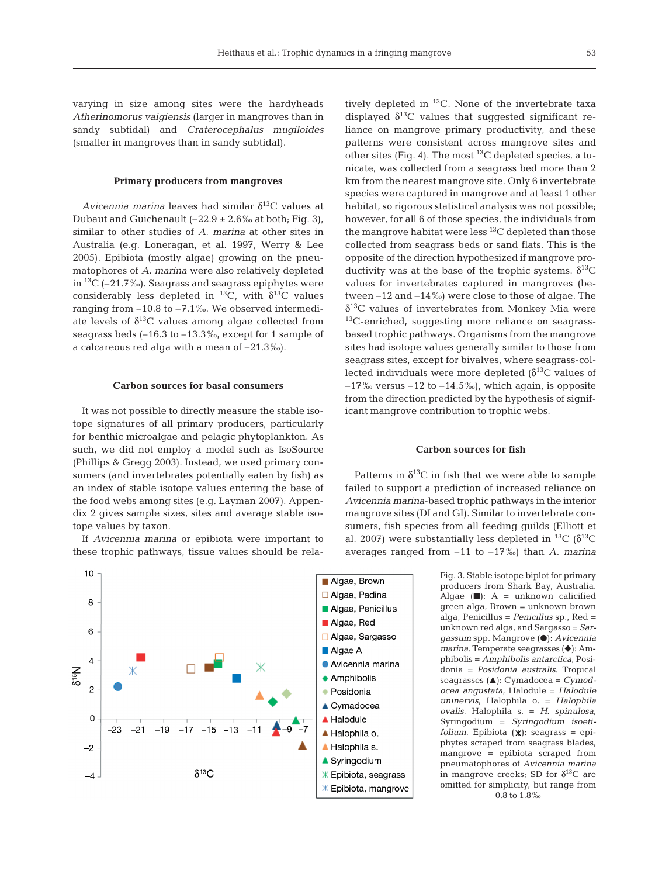varying in size among sites were the hardyheads *Atherinomorus vaigiensis* (larger in mangroves than in sandy subtidal) and *Craterocephalus mugiloides* (smaller in mangroves than in sandy subtidal).

### Primary producers from mangroves

*Avicennia marina* leaves had similar $\delta^{13}C$ values at Dubaut and Guichenault (–22.9 ± 2.6‰ at both; Fig. 3), similar to other studies of *A. marina* at other sites in Australia (e.g. Loneragan, et al. 1997, Werry & Lee 2005). Epibiota (mostly algae) growing on the pneumatophores of *A. marina* were also relatively depleted in $^{13}C$ (–21.7‰). Seagrass and seagrass epiphytes were considerably less depleted in $^{13}C$, with $\delta^{13}C$ values ranging from –10.8 to –7.1‰. We observed intermediate levels of $\delta^{13}C$ values among algae collected from seagrass beds (–16.3 to –13.3‰, except for 1 sample of a calcareous red alga with a mean of –21.3‰).

### Carbon sources for basal consumers

It was not possible to directly measure the stable isotope signatures of all primary producers, particularly for benthic microalgae and pelagic phytoplankton. As such, we did not employ a model such as IsoSource (Phillips & Gregg 2003). Instead, we used primary consumers (and invertebrates potentially eaten by fish) as an index of stable isotope values entering the base of the food webs among sites (e.g. Layman 2007). Appendix 2 gives sample sizes, sites and average stable isotope values by taxon.

If *Avicennia marina* or epibiota were important to these trophic pathways, tissue values should be relatively depleted in $^{13}C$. None of the invertebrate taxa displayed $\delta^{13}C$ values that suggested significant reliance on mangrove primary productivity, and these patterns were consistent across mangrove sites and other sites (Fig. 4). The most $^{13}C$ depleted species, a tunicate, was collected from a seagrass bed more than 2 km from the nearest mangrove site. Only 6 invertebrate species were captured in mangrove and at least 1 other habitat, so rigorous statistical analysis was not possible; however, for all 6 of those species, the individuals from the mangrove habitat were less $^{13}C$ depleted than those collected from seagrass beds or sand flats. This is the opposite of the direction hypothesized if mangrove productivity was at the base of the trophic systems. $\delta^{13}C$ values for invertebrates captured in mangroves (between –12 and –14‰) were close to those of algae. The $\delta^{13}C$ values of invertebrates from Monkey Mia were $^{13}C$-enriched, suggesting more reliance on seagrass-based trophic pathways. Organisms from the mangrove sites had isotope values generally similar to those from seagrass sites, except for bivalves, where seagrass-collected individuals were more depleted ($\delta^{13}C$ values of –17‰ versus –12 to –14.5‰), which again, is opposite from the direction predicted by the hypothesis of significant mangrove contribution to trophic webs.

### Carbon sources for fish

Patterns in $\delta^{13}C$ in fish that we were able to sample failed to support a prediction of increased reliance on *Avicennia marina*-based trophic pathways in the interior mangrove sites (DI and GI). Similar to invertebrate consumers, fish species from all feeding guilds (Elliott et al. 2007) were substantially less depleted in $^{13}C$ ($\delta^{13}C$ averages ranged from –11 to –17‰) than *A. marina*

Fig. 3. Stable isotope biplot for primary producers from Shark Bay, Australia. Algae (■): A = unknown calcified green alga, Brown = unknown brown alga, Penicillus = *Penicillus* sp., Red = unknown red alga, and Sargasso = *Sargassum* spp. Mangrove (●): *Avicennia marina*. Temperate seagrasses (◆): Amphibolis = *Amphibolis antarctica*, Posidonia = *Posidonia australis*. Tropical seagrasses (▲): Cymadocea = *Cymodocea angustata*, Halodule = *Halodule uninervis*, Halophila o. = *Halophila ovalis*, Halophila s. = *H. spinulosa*, Syringodium = *Syringodium isoetifolium*. Epibiota (⁎): seagrass = epiphytes scraped from seagrass blades, mangrove = epibiota scraped from pneumatophores of *Avicennia marina* in mangrove creeks; SD for $\delta^{13}C$ are omitted for simplicity, but range from 0.8 to 1.8‰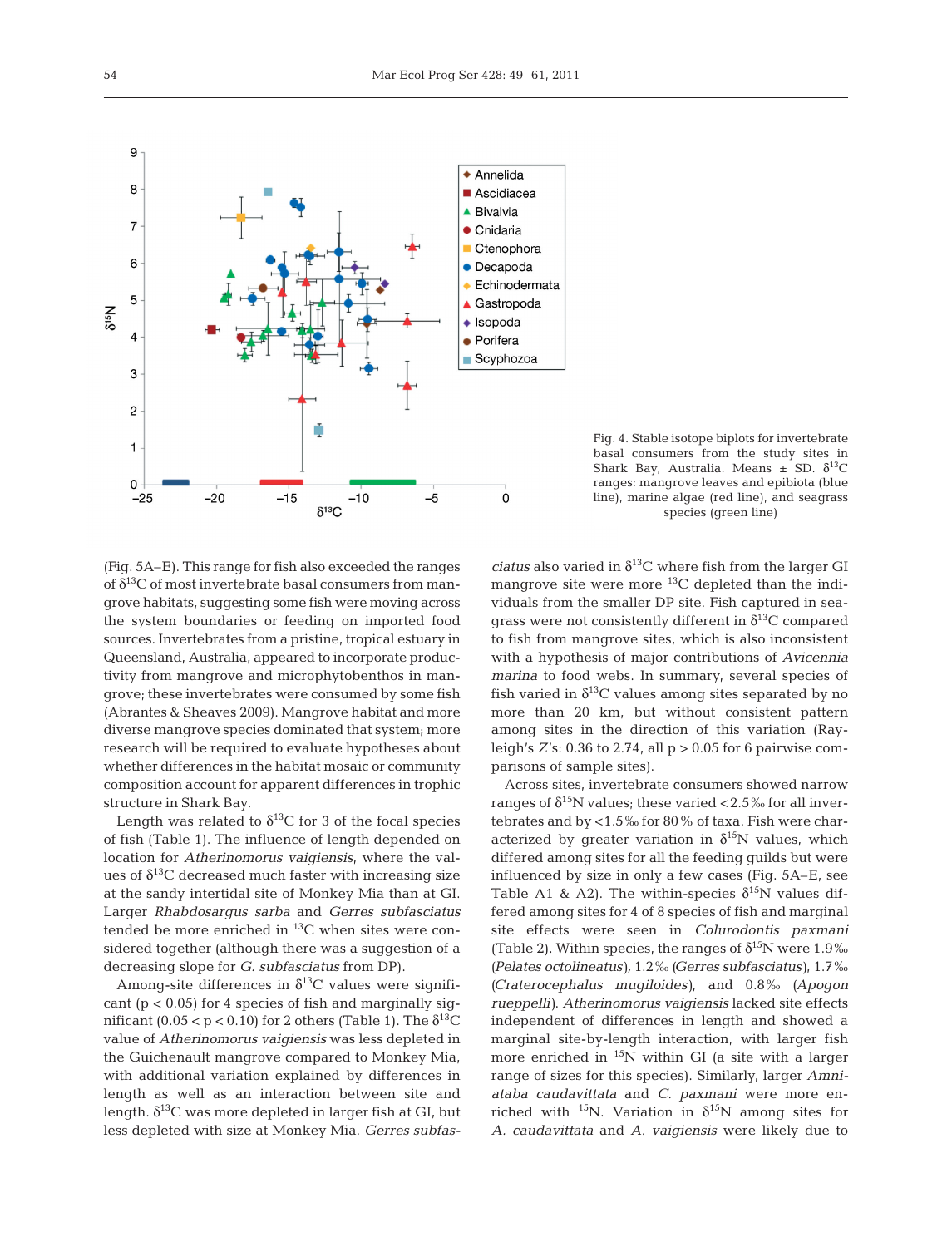Fig. 4. Stable isotope biplots for invertebrate basal consumers from the study sites in Shark Bay, Australia. Means ± SD. $\delta^{13}C$ ranges: mangrove leaves and epibiota (blue line), marine algae (red line), and seagrass species (green line)

(Fig. 5A–E). This range for fish also exceeded the ranges of $\delta^{13}C$ of most invertebrate basal consumers from mangrove habitats, suggesting some fish were moving across the system boundaries or feeding on imported food sources. Invertebrates from a pristine, tropical estuary in Queensland, Australia, appeared to incorporate productivity from mangrove and microphytobenthos in mangrove; these invertebrates were consumed by some fish (Abrantes & Sheaves 2009). Mangrove habitat and more diverse mangrove species dominated that system; more research will be required to evaluate hypotheses about whether differences in the habitat mosaic or community composition account for apparent differences in trophic structure in Shark Bay.

Length was related to $\delta^{13}C$ for 3 of the focal species of fish (Table 1). The influence of length depended on location for *Atherinomorus vaigiensis*, where the values of $\delta^{13}C$ decreased much faster with increasing size at the sandy intertidal site of Monkey Mia than at GI. Larger *Rhabdosargus sarba* and *Gerres subfasciatus* tended be more enriched in $^{13}C$ when sites were considered together (although there was a suggestion of a decreasing slope for *G. subfasciatus* from DP).

Among-site differences in $\delta^{13}C$ values were significant ($p < 0.05$) for 4 species of fish and marginally significant ($0.05 < p < 0.10$) for 2 others (Table 1). The $\delta^{13}C$ value of *Atherinomorus vaigiensis* was less depleted in the Guichenault mangrove compared to Monkey Mia, with additional variation explained by differences in length as well as an interaction between site and length. $\delta^{13}C$ was more depleted in larger fish at GI, but less depleted with size at Monkey Mia. *Gerres subfasciatus* also varied in $\delta^{13}C$ where fish from the larger GI mangrove site were more $^{13}C$ depleted than the individuals from the smaller DP site. Fish captured in seagrass were not consistently different in $\delta^{13}C$ compared to fish from mangrove sites, which is also inconsistent with a hypothesis of major contributions of *Avicennia marina* to food webs. In summary, several species of fish varied in $\delta^{13}C$ values among sites separated by no more than 20 km, but without consistent pattern among sites in the direction of this variation (Rayleigh's $Z$'s: 0.36 to 2.74, all $p > 0.05$ for 6 pairwise comparisons of sample sites).

Across sites, invertebrate consumers showed narrow ranges of $\delta^{15}N$ values; these varied <2.5‰ for all invertebrates and by <1.5‰ for 80% of taxa. Fish were characterized by greater variation in $\delta^{15}N$ values, which differed among sites for all the feeding guilds but were influenced by size in only a few cases (Fig. 5A–E, see Table A1 & A2). The within-species $\delta^{15}N$ values differed among sites for 4 of 8 species of fish and marginal site effects were seen in *Colurodontis paxmani* (Table 2). Within species, the ranges of $\delta^{15}N$ were 1.9‰ (*Pelates octolineatus*), 1.2‰ (*Gerres subfasciatus*), 1.7‰ (*Craterocephalus mugiloides*), and 0.8‰ (*Apogon rueppelli*). *Atherinomorus vaigiensis* lacked site effects independent of differences in length and showed a marginal site-by-length interaction, with larger fish more enriched in $^{15}N$ within GI (a site with a larger range of sizes for this species). Similarly, larger *Amniataba caudavittata* and *C. paxmani* were more enriched with $^{15}N$. Variation in $\delta^{15}N$ among sites for *A. caudavittata* and *A. vaigiensis* were likely due to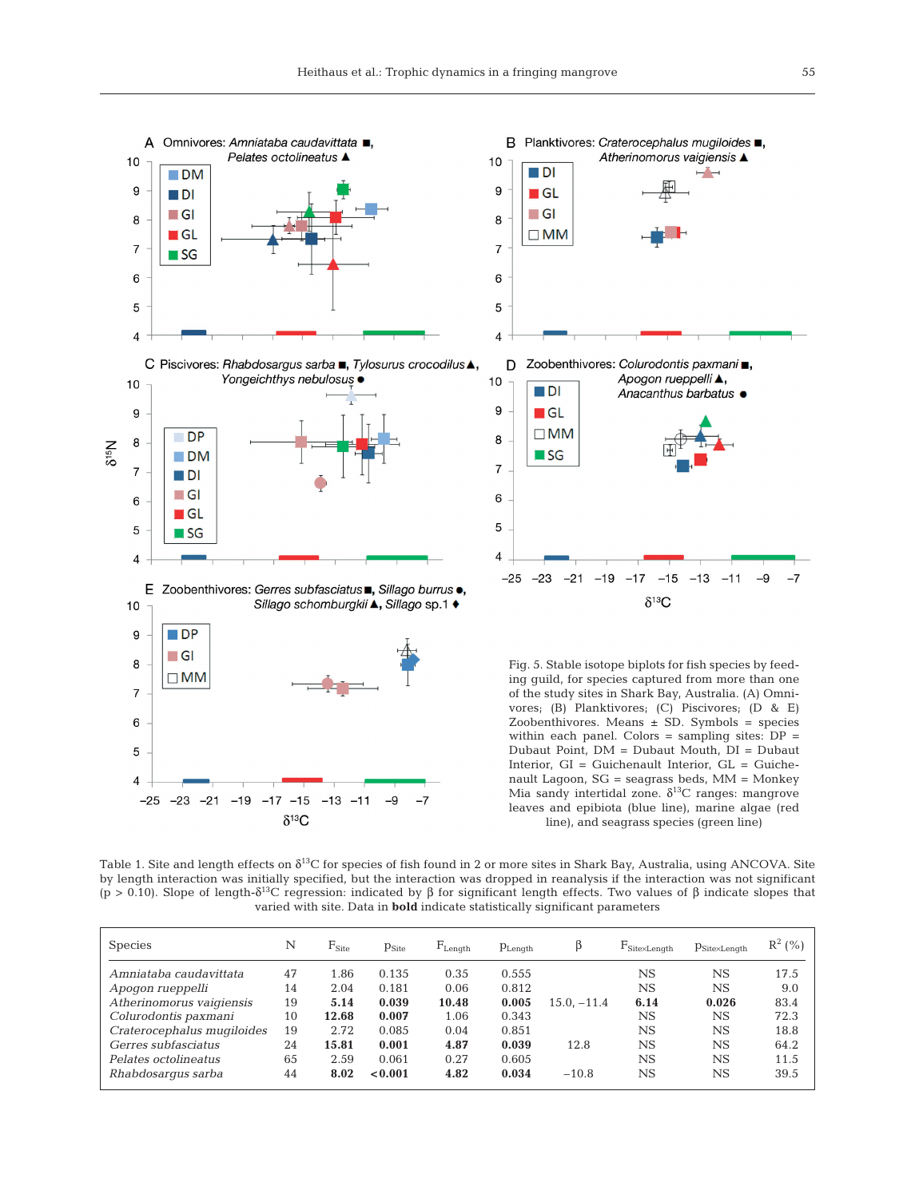Fig. 5. Stable isotope biplots for fish species by feeding guild, for species captured from more than one of the study sites in Shark Bay, Australia. (A) Omnivores; (B) Planktivores; (C) Piscivores; (D & E) Zoobenthivores. Means ± SD. Symbols = species within each panel. Colors = sampling sites: DP = Dubaut Point, DM = Dubaut Mouth, DI = Dubaut Interior, GI = Guichenault Interior, GL = Guichenault Lagoon, SG = seagrass beds, MM = Monkey Mia sandy intertidal zone. $\delta^{13}C$ ranges: mangrove leaves and epibiota (blue line), marine algae (red line), and seagrass species (green line)

Table 1. Site and length effects on $\delta^{13}C$ for species of fish found in 2 or more sites in Shark Bay, Australia, using ANCOVA. Site by length interaction was initially specified, but the interaction was dropped in reanalysis if the interaction was not significant ($p > 0.10$). Slope of length-$\delta^{13}C$ regression: indicated by β for significant length effects. Two values of β indicate slopes that varied with site. Data in **bold** indicate statistically significant parameters

| Species | N | $F_{Site}$ | $p_{Site}$ | $F_{Length}$ | $p_{Length}$ | β | $F_{Site \times Length}$ | $p_{Site \times Length}$ | $R^2$ (%) |
|---|---|---|---|---|---|---|---|---|---|
| *Amniataba caudavittata* | 47 | 1.86 | 0.135 | 0.35 | 0.555 | | NS | NS | 17.5 |
| *Apogon rueppelli* | 14 | 2.04 | 0.181 | 0.06 | 0.812 | | NS | NS | 9.0 |
| *Atherinomorus vaigiensis* | 19 | **5.14** | **0.039** | **10.48** | **0.005** | 15.0, −11.4 | **6.14** | **0.026** | 83.4 |
| *Colurodontis paxmani* | 10 | **12.68** | **0.007** | 1.06 | 0.343 | | NS | NS | 72.3 |
| *Craterocephalus mugiloides* | 19 | 2.72 | 0.085 | 0.04 | 0.851 | | NS | NS | 18.8 |
| *Gerres subfasciatus* | 24 | **15.81** | **0.001** | **4.87** | **0.039** | 12.8 | NS | NS | 64.2 |
| *Pelates octolineatus* | 65 | 2.59 | 0.061 | 0.27 | 0.605 | | NS | NS | 11.5 |
| *Rhabdosargus sarba* | 44 | **8.02** | **<0.001** | **4.82** | **0.034** | −10.8 | NS | NS | 39.5 |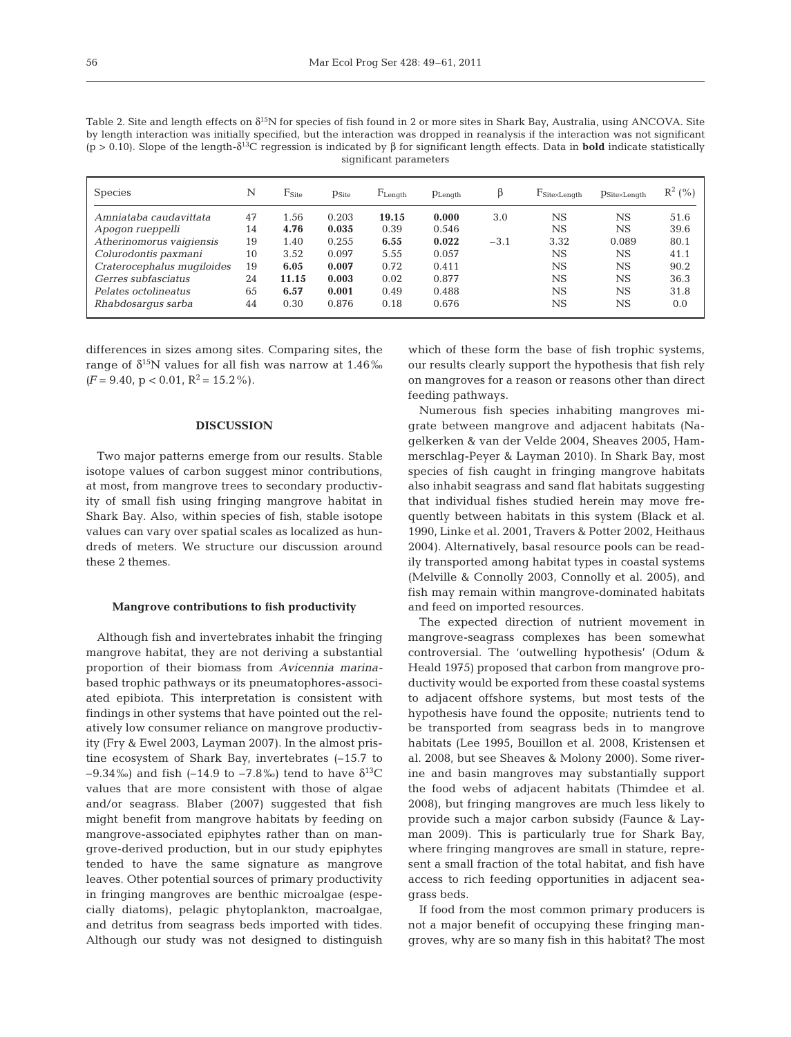Table 2. Site and length effects on $\delta^{15}N$ for species of fish found in 2 or more sites in Shark Bay, Australia, using ANCOVA. Site by length interaction was initially specified, but the interaction was dropped in reanalysis if the interaction was not significant ($p > 0.10$). Slope of the length-$\delta^{13}C$ regression is indicated by β for significant length effects. Data in **bold** indicate statistically significant parameters

| Species | N | $F_{Site}$ | $p_{Site}$ | $F_{Length}$ | $p_{Length}$ | β | $F_{Site \times Length}$ | $p_{Site \times Length}$ | $R^2$ (%) |
|---|---|---|---|---|---|---|---|---|---|
| *Amniataba caudavittata* | 47 | 1.56 | 0.203 | **19.15** | **0.000** | 3.0 | NS | NS | 51.6 |
| *Apogon rueppelli* | 14 | **4.76** | **0.035** | 0.39 | 0.546 | | NS | NS | 39.6 |
| *Atherinomorus vaigiensis* | 19 | 1.40 | 0.255 | **6.55** | **0.022** | −3.1 | 3.32 | 0.089 | 80.1 |
| *Colurodontis paxmani* | 10 | 3.52 | 0.097 | 5.55 | 0.057 | | NS | NS | 41.1 |
| *Craterocephalus mugiloides* | 19 | **6.05** | **0.007** | 0.72 | 0.411 | | NS | NS | 90.2 |
| *Gerres subfasciatus* | 24 | **11.15** | **0.003** | 0.02 | 0.877 | | NS | NS | 36.3 |
| *Pelates octolineatus* | 65 | **6.57** | **0.001** | 0.49 | 0.488 | | NS | NS | 31.8 |
| *Rhabdosargus sarba* | 44 | 0.30 | 0.876 | 0.18 | 0.676 | | NS | NS | 0.0 |

differences in sizes among sites. Comparing sites, the range of $\delta^{15}N$ values for all fish was narrow at 1.46‰ ($F = 9.40$, $p < 0.01$, $R^2 = 15.2\%$).

## DISCUSSION

Two major patterns emerge from our results. Stable isotope values of carbon suggest minor contributions, at most, from mangrove trees to secondary productivity of small fish using fringing mangrove habitat in Shark Bay. Also, within species of fish, stable isotope values can vary over spatial scales as localized as hundreds of meters. We structure our discussion around these 2 themes.

### Mangrove contributions to fish productivity

Although fish and invertebrates inhabit the fringing mangrove habitat, they are not deriving a substantial proportion of their biomass from *Avicennia marina*-based trophic pathways or its pneumatophores-associated epibiota. This interpretation is consistent with findings in other systems that have pointed out the relatively low consumer reliance on mangrove productivity (Fry & Ewel 2003, Layman 2007). In the almost pristine ecosystem of Shark Bay, invertebrates (–15.7 to –9.34‰) and fish (–14.9 to –7.8‰) tend to have $\delta^{13}C$ values that are more consistent with those of algae and/or seagrass. Blaber (2007) suggested that fish might benefit from mangrove habitats by feeding on mangrove-associated epiphytes rather than on mangrove-derived production, but in our study epiphytes tended to have the same signature as mangrove leaves. Other potential sources of primary productivity in fringing mangroves are benthic microalgae (especially diatoms), pelagic phytoplankton, macroalgae, and detritus from seagrass beds imported with tides. Although our study was not designed to distinguish which of these form the base of fish trophic systems, our results clearly support the hypothesis that fish rely on mangroves for a reason or reasons other than direct feeding pathways.

Numerous fish species inhabiting mangroves migrate between mangrove and adjacent habitats (Nagelkerken & van der Velde 2004, Sheaves 2005, Hammerschlag-Peyer & Layman 2010). In Shark Bay, most species of fish caught in fringing mangrove habitats also inhabit seagrass and sand flat habitats suggesting that individual fishes studied herein may move frequently between habitats in this system (Black et al. 1990, Linke et al. 2001, Travers & Potter 2002, Heithaus 2004). Alternatively, basal resource pools can be readily transported among habitat types in coastal systems (Melville & Connolly 2003, Connolly et al. 2005), and fish may remain within mangrove-dominated habitats and feed on imported resources.

The expected direction of nutrient movement in mangrove-seagrass complexes has been somewhat controversial. The 'outwelling hypothesis' (Odum & Heald 1975) proposed that carbon from mangrove productivity would be exported from these coastal systems to adjacent offshore systems, but most tests of the hypothesis have found the opposite; nutrients tend to be transported from seagrass beds in to mangrove habitats (Lee 1995, Bouillon et al. 2008, Kristensen et al. 2008, but see Sheaves & Molony 2000). Some riverine and basin mangroves may substantially support the food webs of adjacent habitats (Thimdee et al. 2008), but fringing mangroves are much less likely to provide such a major carbon subsidy (Faunce & Layman 2009). This is particularly true for Shark Bay, where fringing mangroves are small in stature, represent a small fraction of the total habitat, and fish have access to rich feeding opportunities in adjacent seagrass beds.

If food from the most common primary producers is not a major benefit of occupying these fringing mangroves, why are so many fish in this habitat? The most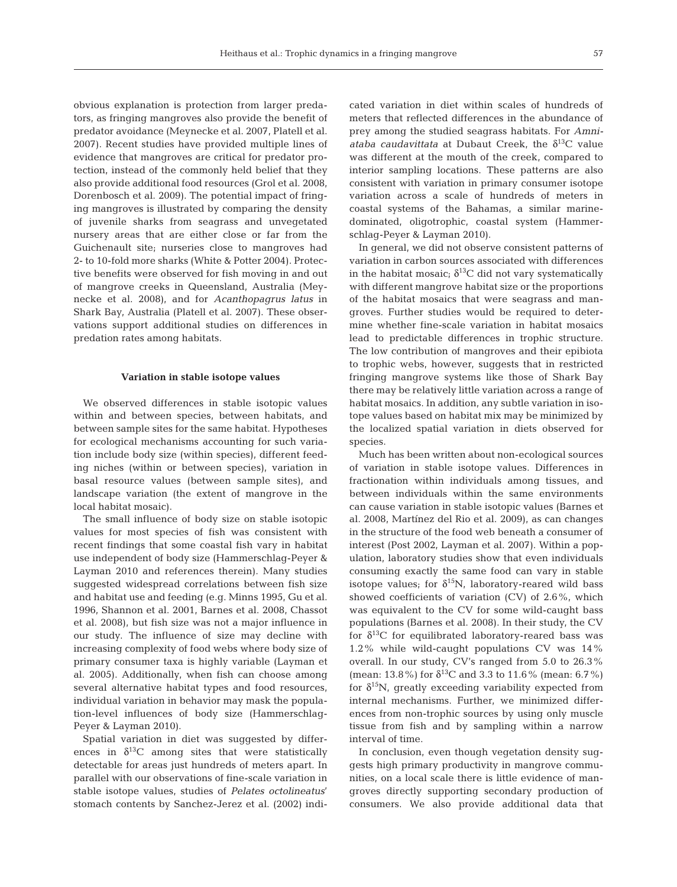obvious explanation is protection from larger predators, as fringing mangroves also provide the benefit of predator avoidance (Meynecke et al. 2007, Platell et al. 2007). Recent studies have provided multiple lines of evidence that mangroves are critical for predator protection, instead of the commonly held belief that they also provide additional food resources (Grol et al. 2008, Dorenbosch et al. 2009). The potential impact of fringing mangroves is illustrated by comparing the density of juvenile sharks from seagrass and unvegetated nursery areas that are either close or far from the Guichenault site; nurseries close to mangroves had 2- to 10-fold more sharks (White & Potter 2004). Protective benefits were observed for fish moving in and out of mangrove creeks in Queensland, Australia (Meynecke et al. 2008), and for *Acanthopagrus latus* in Shark Bay, Australia (Platell et al. 2007). These observations support additional studies on differences in predation rates among habitats.

### Variation in stable isotope values

We observed differences in stable isotopic values within and between species, between habitats, and between sample sites for the same habitat. Hypotheses for ecological mechanisms accounting for such variation include body size (within species), different feeding niches (within or between species), variation in basal resource values (between sample sites), and landscape variation (the extent of mangrove in the local habitat mosaic).

The small influence of body size on stable isotopic values for most species of fish was consistent with recent findings that some coastal fish vary in habitat use independent of body size (Hammerschlag-Peyer & Layman 2010 and references therein). Many studies suggested widespread correlations between fish size and habitat use and feeding (e.g. Minns 1995, Gu et al. 1996, Shannon et al. 2001, Barnes et al. 2008, Chassot et al. 2008), but fish size was not a major influence in our study. The influence of size may decline with increasing complexity of food webs where body size of primary consumer taxa is highly variable (Layman et al. 2005). Additionally, when fish can choose among several alternative habitat types and food resources, individual variation in behavior may mask the population-level influences of body size (Hammerschlag-Peyer & Layman 2010).

Spatial variation in diet was suggested by differences in $\delta^{13}C$ among sites that were statistically detectable for areas just hundreds of meters apart. In parallel with our observations of fine-scale variation in stable isotope values, studies of *Pelates octolineatus*' stomach contents by Sanchez-Jerez et al. (2002) indicated variation in diet within scales of hundreds of meters that reflected differences in the abundance of prey among the studied seagrass habitats. For *Amniataba caudavittata* at Dubaut Creek, the $\delta^{13}C$ value was different at the mouth of the creek, compared to interior sampling locations. These patterns are also consistent with variation in primary consumer isotope variation across a scale of hundreds of meters in coastal systems of the Bahamas, a similar marine-dominated, oligotrophic, coastal system (Hammerschlag-Peyer & Layman 2010).

In general, we did not observe consistent patterns of variation in carbon sources associated with differences in the habitat mosaic; $\delta^{13}C$ did not vary systematically with different mangrove habitat size or the proportions of the habitat mosaics that were seagrass and mangroves. Further studies would be required to determine whether fine-scale variation in habitat mosaics lead to predictable differences in trophic structure. The low contribution of mangroves and their epibiota to trophic webs, however, suggests that in restricted fringing mangrove systems like those of Shark Bay there may be relatively little variation across a range of habitat mosaics. In addition, any subtle variation in isotope values based on habitat mix may be minimized by the localized spatial variation in diets observed for species.

Much has been written about non-ecological sources of variation in stable isotope values. Differences in fractionation within individuals among tissues, and between individuals within the same environments can cause variation in stable isotopic values (Barnes et al. 2008, Martínez del Rio et al. 2009), as can changes in the structure of the food web beneath a consumer of interest (Post 2002, Layman et al. 2007). Within a population, laboratory studies show that even individuals consuming exactly the same food can vary in stable isotope values; for $\delta^{15}N$, laboratory-reared wild bass showed coefficients of variation (CV) of 2.6%, which was equivalent to the CV for some wild-caught bass populations (Barnes et al. 2008). In their study, the CV for $\delta^{13}C$ for equilibrated laboratory-reared bass was 1.2% while wild-caught populations CV was 14% overall. In our study, CV's ranged from 5.0 to 26.3% (mean: 13.8%) for $\delta^{13}C$ and 3.3 to 11.6% (mean: 6.7%) for $\delta^{15}N$, greatly exceeding variability expected from internal mechanisms. Further, we minimized differences from non-trophic sources by using only muscle tissue from fish and by sampling within a narrow interval of time.

In conclusion, even though vegetation density suggests high primary productivity in mangrove communities, on a local scale there is little evidence of mangroves directly supporting secondary production of consumers. We also provide additional data that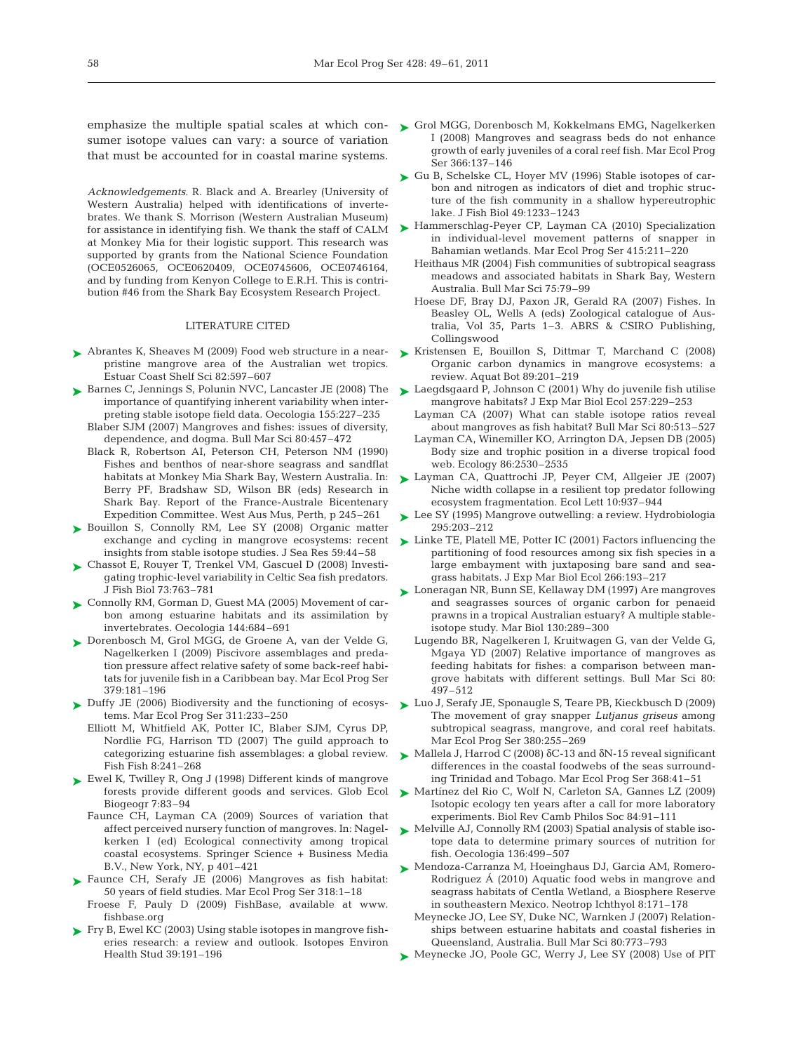emphasize the multiple spatial scales at which consumer isotope values can vary: a source of variation that must be accounted for in coastal marine systems.

*Acknowledgements.* R. Black and A. Brearley (University of Western Australia) helped with identifications of invertebrates. We thank S. Morrison (Western Australian Museum) for assistance in identifying fish. We thank the staff of CALM at Monkey Mia for their logistic support. This research was supported by grants from the National Science Foundation (OCE0526065, OCE0620409, OCE0745606, OCE0746164, and by funding from Kenyon College to E.R.H. This is contribution #46 from the Shark Bay Ecosystem Research Project.

## LITERATURE CITED

- Abrantes K, Sheaves M (2009) Food web structure in a near-pristine mangrove area of the Australian wet tropics. Estuar Coast Shelf Sci 82:597–607
- Barnes C, Jennings S, Polunin NVC, Lancaster JE (2008) The importance of quantifying inherent variability when interpreting stable isotope field data. Oecologia 155:227–235
- Blaber SJM (2007) Mangroves and fishes: issues of diversity, dependence, and dogma. Bull Mar Sci 80:457–472
- Black R, Robertson AI, Peterson CH, Peterson NM (1990) Fishes and benthos of near-shore seagrass and sandflat habitats at Monkey Mia Shark Bay, Western Australia. In: Berry PF, Bradshaw SD, Wilson BR (eds) Research in Shark Bay. Report of the France-Australe Bicentenary Expedition Committee. West Aus Mus, Perth, p 245–261
- Bouillon S, Connolly RM, Lee SY (2008) Organic matter exchange and cycling in mangrove ecosystems: recent insights from stable isotope studies. J Sea Res 59:44–58
- Chassot E, Rouyer T, Trenkel VM, Gascuel D (2008) Investigating trophic-level variability in Celtic Sea fish predators. J Fish Biol 73:763–781
- Connolly RM, Gorman D, Guest MA (2005) Movement of carbon among estuarine habitats and its assimilation by invertebrates. Oecologia 144:684–691
- Dorenbosch M, Grol MGG, de Groene A, van der Velde G, Nagelkerken I (2009) Piscivore assemblages and predation pressure affect relative safety of some back-reef habitats for juvenile fish in a Caribbean bay. Mar Ecol Prog Ser 379:181–196
- Duffy JE (2006) Biodiversity and the functioning of ecosystems. Mar Ecol Prog Ser 311:233–250
- Elliott M, Whitfield AK, Potter IC, Blaber SJM, Cyrus DP, Nordlie FG, Harrison TD (2007) The guild approach to categorizing estuarine fish assemblages: a global review. Fish Fish 8:241–268
- Ewel K, Twilley R, Ong J (1998) Different kinds of mangrove forests provide different goods and services. Glob Ecol Biogeogr 7:83–94
- Faunce CH, Layman CA (2009) Sources of variation that affect perceived nursery function of mangroves. In: Nagelkerken I (ed) Ecological connectivity among tropical coastal ecosystems. Springer Science + Business Media B.V., New York, NY, p 401–421
- Faunce CH, Serafy JE (2006) Mangroves as fish habitat: 50 years of field studies. Mar Ecol Prog Ser 318:1–18
- Froese F, Pauly D (2009) FishBase, available at www.fishbase.org
- Fry B, Ewel KC (2003) Using stable isotopes in mangrove fisheries research: a review and outlook. Isotopes Environ Health Stud 39:191–196
- Grol MGG, Dorenbosch M, Kokkelmans EMG, Nagelkerken I (2008) Mangroves and seagrass beds do not enhance growth of early juveniles of a coral reef fish. Mar Ecol Prog Ser 366:137–146
- Gu B, Schelske CL, Hoyer MV (1996) Stable isotopes of carbon and nitrogen as indicators of diet and trophic structure of the fish community in a shallow hypereutrophic lake. J Fish Biol 49:1233–1243
- Hammerschlag-Peyer CP, Layman CA (2010) Specialization in individual-level movement patterns of snapper in Bahamian wetlands. Mar Ecol Prog Ser 415:211–220
- Heithaus MR (2004) Fish communities of subtropical seagrass meadows and associated habitats in Shark Bay, Western Australia. Bull Mar Sci 75:79–99
- Hoese DF, Bray DJ, Paxon JR, Gerald RA (2007) Fishes. In Beasley OL, Wells A (eds) Zoological catalogue of Australia, Vol 35, Parts 1–3. ABRS & CSIRO Publishing, Collingswood
- Kristensen E, Bouillon S, Dittmar T, Marchand C (2008) Organic carbon dynamics in mangrove ecosystems: a review. Aquat Bot 89:201–219
- Laegdsgaard P, Johnson C (2001) Why do juvenile fish utilise mangrove habitats? J Exp Mar Biol Ecol 257:229–253
- Layman CA (2007) What can stable isotope ratios reveal about mangroves as fish habitat? Bull Mar Sci 80:513–527
- Layman CA, Winemiller KO, Arrington DA, Jepsen DB (2005) Body size and trophic position in a diverse tropical food web. Ecology 86:2530–2535
- Layman CA, Quattrochi JP, Peyer CM, Allgeier JE (2007) Niche width collapse in a resilient top predator following ecosystem fragmentation. Ecol Lett 10:937–944
- Lee SY (1995) Mangrove outwelling: a review. Hydrobiologia 295:203–212
- Linke TE, Platell ME, Potter IC (2001) Factors influencing the partitioning of food resources among six fish species in a large embayment with juxtaposing bare sand and seagrass habitats. J Exp Mar Biol Ecol 266:193–217
- Loneragan NR, Bunn SE, Kellaway DM (1997) Are mangroves and seagrasses sources of organic carbon for penaeid prawns in a tropical Australian estuary? A multiple stable-isotope study. Mar Biol 130:289–300
- Lugendo BR, Nagelkeren I, Kruitwagen G, van der Velde G, Mgaya YD (2007) Relative importance of mangroves as feeding habitats for fishes: a comparison between mangrove habitats with different settings. Bull Mar Sci 80: 497–512
- Luo J, Serafy JE, Sponaugle S, Teare PB, Kieckbusch D (2009) The movement of gray snapper *Lutjanus griseus* among subtropical seagrass, mangrove, and coral reef habitats. Mar Ecol Prog Ser 380:255–269
- Mallela J, Harrod C (2008) δC-13 and δN-15 reveal significant differences in the coastal foodwebs of the seas surrounding Trinidad and Tobago. Mar Ecol Prog Ser 368:41–51
- Martínez del Rio C, Wolf N, Carleton SA, Gannes LZ (2009) Isotopic ecology ten years after a call for more laboratory experiments. Biol Rev Camb Philos Soc 84:91–111
- Melville AJ, Connolly RM (2003) Spatial analysis of stable isotope data to determine primary sources of nutrition for fish. Oecologia 136:499–507
- Mendoza-Carranza M, Hoeinghaus DJ, Garcia AM, Romero-Rodriguez Á (2010) Aquatic food webs in mangrove and seagrass habitats of Centla Wetland, a Biosphere Reserve in southeastern Mexico. Neotrop Ichthyol 8:171–178
- Meynecke JO, Lee SY, Duke NC, Warnken J (2007) Relationships between estuarine habitats and coastal fisheries in Queensland, Australia. Bull Mar Sci 80:773–793
- Meynecke JO, Poole GC, Werry J, Lee SY (2008) Use of PIT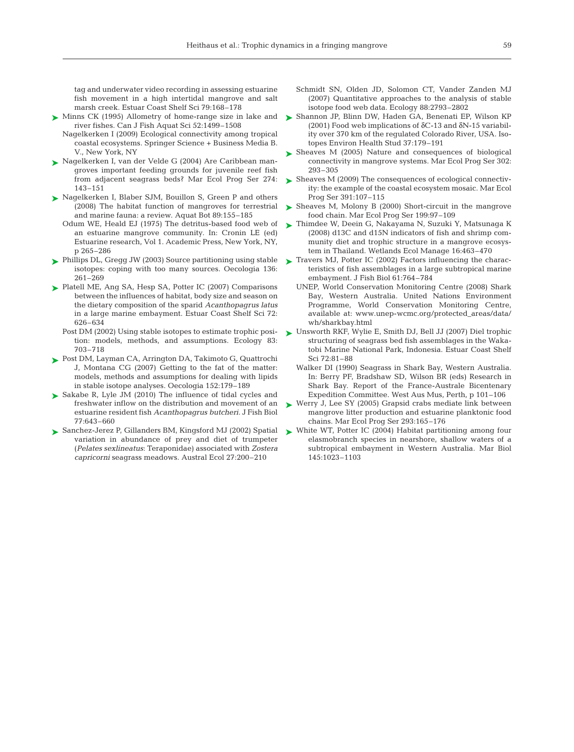tag and underwater video recording in assessing estuarine fish movement in a high intertidal mangrove and salt marsh creek. Estuar Coast Shelf Sci 79:168–178

Minns CK (1995) Allometry of home-range size in lake and river fishes. Can J Fish Aquat Sci 52:1499–1508

Nagelkerken I (2009) Ecological connectivity among tropical coastal ecosystems. Springer Science + Business Media B. V., New York, NY

Nagelkerken I, van der Velde G (2004) Are Caribbean mangroves important feeding grounds for juvenile reef fish from adjacent seagrass beds? Mar Ecol Prog Ser 274: 143–151

Nagelkerken I, Blaber SJM, Bouillon S, Green P and others (2008) The habitat function of mangroves for terrestrial and marine fauna: a review. Aquat Bot 89:155–185

Odum WE, Heald EJ (1975) The detritus-based food web of an estuarine mangrove community. In: Cronin LE (ed) Estuarine research, Vol 1. Academic Press, New York, NY, p 265–286

Phillips DL, Gregg JW (2003) Source partitioning using stable isotopes: coping with too many sources. Oecologia 136: 261–269

Platell ME, Ang SA, Hesp SA, Potter IC (2007) Comparisons between the influences of habitat, body size and season on the dietary composition of the sparid *Acanthopagrus latus* in a large marine embayment. Estuar Coast Shelf Sci 72: 626–634

Post DM (2002) Using stable isotopes to estimate trophic position: models, methods, and assumptions. Ecology 83: 703–718

Post DM, Layman CA, Arrington DA, Takimoto G, Quattrochi J, Montana CG (2007) Getting to the fat of the matter: models, methods and assumptions for dealing with lipids in stable isotope analyses. Oecologia 152:179–189

Sakabe R, Lyle JM (2010) The influence of tidal cycles and freshwater inflow on the distribution and movement of an estuarine resident fish *Acanthopagrus butcheri*. J Fish Biol 77:643–660

Sanchez-Jerez P, Gillanders BM, Kingsford MJ (2002) Spatial variation in abundance of prey and diet of trumpeter (*Pelates sexlineatus*: Teraponidae) associated with *Zostera capricorni* seagrass meadows. Austral Ecol 27:200–210

Schmidt SN, Olden JD, Solomon CT, Vander Zanden MJ (2007) Quantitative approaches to the analysis of stable isotope food web data. Ecology 88:2793–2802

Shannon JP, Blinn DW, Haden GA, Benenati EP, Wilson KP (2001) Food web implications of δC-13 and δN-15 variability over 370 km of the regulated Colorado River, USA. Isotopes Environ Health Stud 37:179–191

Sheaves M (2005) Nature and consequences of biological connectivity in mangrove systems. Mar Ecol Prog Ser 302: 293–305

Sheaves M (2009) The consequences of ecological connectivity: the example of the coastal ecosystem mosaic. Mar Ecol Prog Ser 391:107–115

Sheaves M, Molony B (2000) Short-circuit in the mangrove food chain. Mar Ecol Prog Ser 199:97–109

Thimdee W, Deein G, Nakayama N, Suzuki Y, Matsunaga K (2008) d13C and d15N indicators of fish and shrimp community diet and trophic structure in a mangrove ecosystem in Thailand. Wetlands Ecol Manage 16:463–470

Travers MJ, Potter IC (2002) Factors influencing the characteristics of fish assemblages in a large subtropical marine embayment. J Fish Biol 61:764–784

UNEP, World Conservation Monitoring Centre (2008) Shark Bay, Western Australia. United Nations Environment Programme, World Conservation Monitoring Centre, available at: www.unep-wcmc.org/protected_areas/data/wh/sharkbay.html

Unsworth RKF, Wylie E, Smith DJ, Bell JJ (2007) Diel trophic structuring of seagrass bed fish assemblages in the Wakatobi Marine National Park, Indonesia. Estuar Coast Shelf Sci 72:81–88

Walker DI (1990) Seagrass in Shark Bay, Western Australia. In: Berry PF, Bradshaw SD, Wilson BR (eds) Research in Shark Bay. Report of the France-Australe Bicentenary Expedition Committee. West Aus Mus, Perth, p 101–106

Werry J, Lee SY (2005) Grapsid crabs mediate link between mangrove litter production and estuarine planktonic food chains. Mar Ecol Prog Ser 293:165–176

White WT, Potter IC (2004) Habitat partitioning among four elasmobranch species in nearshore, shallow waters of a subtropical embayment in Western Australia. Mar Biol 145:1023–1103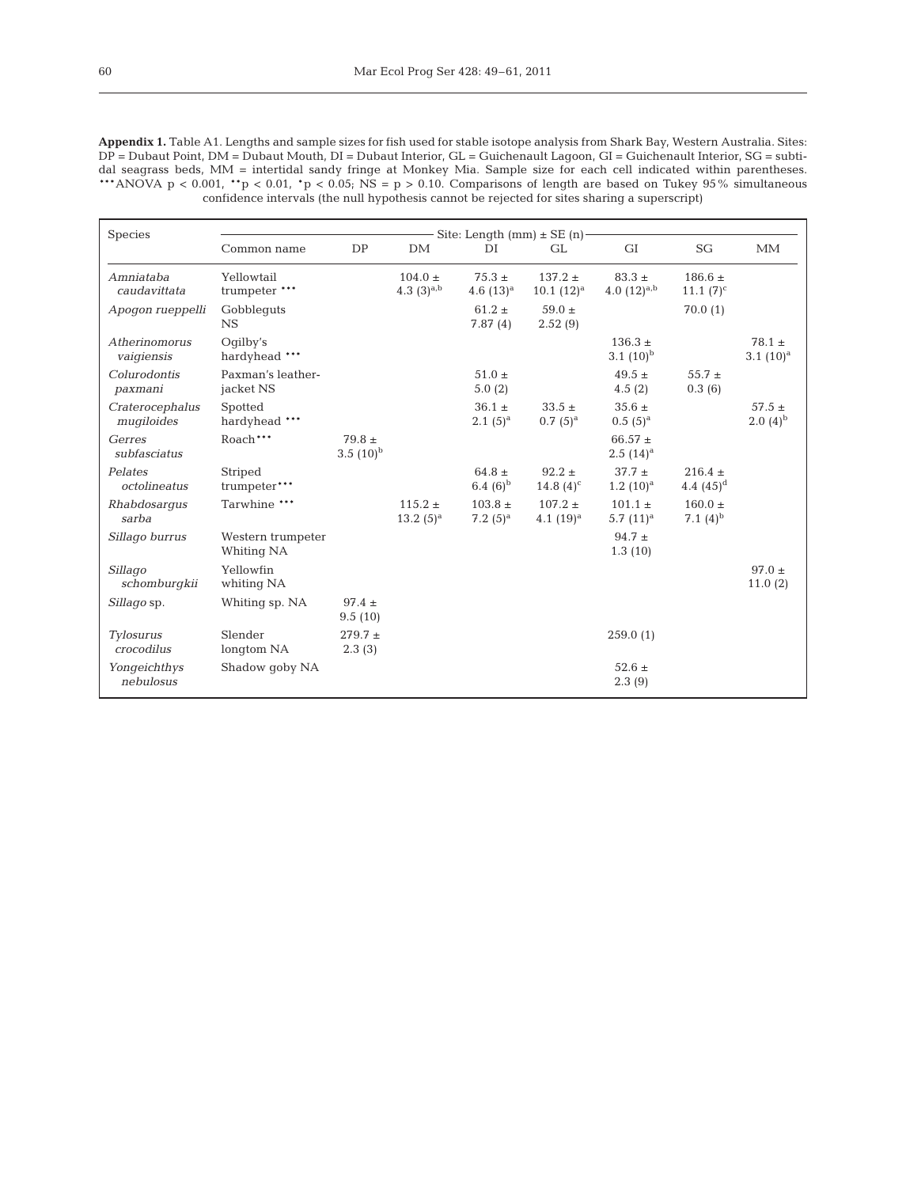**Appendix 1.** Table A1. Lengths and sample sizes for fish used for stable isotope analysis from Shark Bay, Western Australia. Sites: DP = Dubaut Point, DM = Dubaut Mouth, DI = Dubaut Interior, GL = Guichenault Lagoon, GI = Guichenault Interior, SG = subtidal seagrass beds, MM = intertidal sandy fringe at Monkey Mia. Sample size for each cell indicated within parentheses. ***ANOVA $p < 0.001$, **$p < 0.01$, *$p < 0.05$; NS = $p > 0.10$. Comparisons of length are based on Tukey 95% simultaneous confidence intervals (the null hypothesis cannot be rejected for sites sharing a superscript)

| Species | | Site: Length (mm) ± SE (n) | | | | | | |
|---|---|---|---|---|---|---|---|---|
| | Common name | DP | DM | DI | GL | GI | SG | MM |
| *Amniataba caudavittata* | Yellowtail trumpeter *** | | 104.0 ± 4.3 (3)$^{a,b}$ | 75.3 ± 4.6 (13)$^{a}$ | 137.2 ± 10.1 (12)$^{a}$ | 83.3 ± 4.0 (12)$^{a,b}$ | 186.6 ± 11.1 (7)$^{c}$ | |
| *Apogon rueppelli* | Gobbleguts NS | | | 61.2 ± 7.87 (4) | 59.0 ± 2.52 (9) | | 70.0 (1) | |
| *Atherinomorus vaigiensis* | Ogilby's hardyhead *** | | | | | 136.3 ± 3.1 (10)$^{b}$ | | 78.1 ± 3.1 (10)$^{a}$ |
| *Colurodontis paxmani* | Paxman's leather-jacket NS | | | 51.0 ± 5.0 (2) | | 49.5 ± 4.5 (2) | 55.7 ± 0.3 (6) | |
| *Craterocephalus mugiloides* | Spotted hardyhead *** | | | 36.1 ± 2.1 (5)$^{a}$ | 33.5 ± 0.7 (5)$^{a}$ | 35.6 ± 0.5 (5)$^{a}$ | | 57.5 ± 2.0 (4)$^{b}$ |
| *Gerres subfasciatus* | Roach*** | 79.8 ± 3.5 (10)$^{b}$ | | | | 66.57 ± 2.5 (14)$^{a}$ | | |
| *Pelates octolineatus* | Striped trumpeter*** | | | 64.8 ± 6.4 (6)$^{b}$ | 92.2 ± 14.8 (4)$^{c}$ | 37.7 ± 1.2 (10)$^{a}$ | 216.4 ± 4.4 (45)$^{d}$ | |
| *Rhabdosargus sarba* | Tarwhine *** | | 115.2 ± 13.2 (5)$^{a}$ | 103.8 ± 7.2 (5)$^{a}$ | 107.2 ± 4.1 (19)$^{a}$ | 101.1 ± 5.7 (11)$^{a}$ | 160.0 ± 7.1 (4)$^{b}$ | |
| *Sillago burrus* | Western trumpeter Whiting NA | | | | | 94.7 ± 1.3 (10) | | |
| *Sillago schomburgkii* | Yellowfin whiting NA | | | | | | | 97.0 ± 11.0 (2) |
| *Sillago* sp. | Whiting sp. NA | 97.4 ± 9.5 (10) | | | | | | |
| *Tylosurus crocodilus* | Slender longtom NA | 279.7 ± 2.3 (3) | | | | 259.0 (1) | | |
| *Yongeichthys nebulosus* | Shadow goby NA | | | | | 52.6 ± 2.3 (9) | | |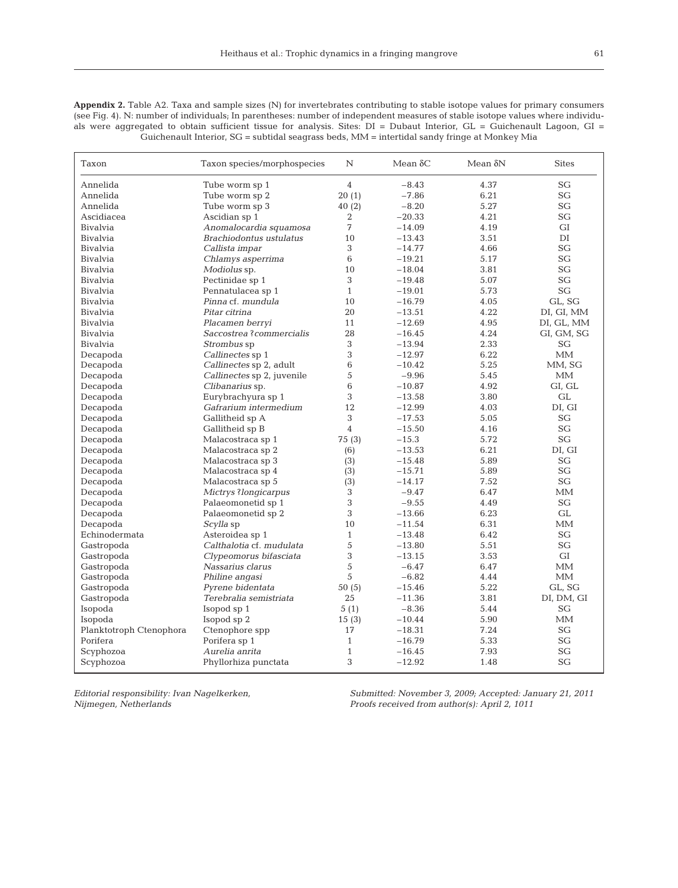**Appendix 2.** Table A2. Taxa and sample sizes (N) for invertebrates contributing to stable isotope values for primary consumers (see Fig. 4). N: number of individuals; In parentheses: number of independent measures of stable isotope values where individuals were aggregated to obtain sufficient tissue for analysis. Sites: DI = Dubaut Interior, GL = Guichenault Lagoon, GI = Guichenault Interior, SG = subtidal seagrass beds, MM = intertidal sandy fringe at Monkey Mia

| Taxon | Taxon species/morphospecies | N | Mean δC | Mean δN | Sites |
|---|---|---|---|---|---|
| Annelida | Tube worm sp 1 | 4 | −8.43 | 4.37 | SG |
| Annelida | Tube worm sp 2 | 20 (1) | −7.86 | 6.21 | SG |
| Annelida | Tube worm sp 3 | 40 (2) | −8.20 | 5.27 | SG |
| Ascidiacea | Ascidian sp 1 | 2 | −20.33 | 4.21 | SG |
| Bivalvia | *Anomalocardia squamosa* | 7 | −14.09 | 4.19 | GI |
| Bivalvia | *Brachiodontus ustulatus* | 10 | −13.43 | 3.51 | DI |
| Bivalvia | *Callista impar* | 3 | −14.77 | 4.66 | SG |
| Bivalvia | *Chlamys asperrima* | 6 | −19.21 | 5.17 | SG |
| Bivalvia | *Modiolus* sp. | 10 | −18.04 | 3.81 | SG |
| Bivalvia | Pectinidae sp 1 | 3 | −19.48 | 5.07 | SG |
| Bivalvia | Pennatulacea sp 1 | 1 | −19.01 | 5.73 | SG |
| Bivalvia | *Pinna* cf. *mundula* | 10 | −16.79 | 4.05 | GL, SG |
| Bivalvia | *Pitar citrina* | 20 | −13.51 | 4.22 | DI, GI, MM |
| Bivalvia | *Placamen berryi* | 11 | −12.69 | 4.95 | DI, GL, MM |
| Bivalvia | *Saccostrea ?commercialis* | 28 | −16.45 | 4.24 | GI, GM, SG |
| Bivalvia | *Strombus* sp | 3 | −13.94 | 2.33 | SG |
| Decapoda | *Callinectes* sp 1 | 3 | −12.97 | 6.22 | MM |
| Decapoda | *Callinectes* sp 2, adult | 6 | −10.42 | 5.25 | MM, SG |
| Decapoda | *Callinectes* sp 2, juvenile | 5 | −9.96 | 5.45 | MM |
| Decapoda | *Clibanarius* sp. | 6 | −10.87 | 4.92 | GI, GL |
| Decapoda | Eurybrachyura sp 1 | 3 | −13.58 | 3.80 | GL |
| Decapoda | *Gafrarium intermedium* | 12 | −12.99 | 4.03 | DI, GI |
| Decapoda | Gallitheid sp A | 3 | −17.53 | 5.05 | SG |
| Decapoda | Gallitheid sp B | 4 | −15.50 | 4.16 | SG |
| Decapoda | Malacostraca sp 1 | 75 (3) | −15.3 | 5.72 | SG |
| Decapoda | Malacostraca sp 2 | (6) | −13.53 | 6.21 | DI, GI |
| Decapoda | Malacostraca sp 3 | (3) | −15.48 | 5.89 | SG |
| Decapoda | Malacostraca sp 4 | (3) | −15.71 | 5.89 | SG |
| Decapoda | Malacostraca sp 5 | (3) | −14.17 | 7.52 | SG |
| Decapoda | *Mictrys ?longicarpus* | 3 | −9.47 | 6.47 | MM |
| Decapoda | Palaeomonetid sp 1 | 3 | −9.55 | 4.49 | SG |
| Decapoda | Palaeomonetid sp 2 | 3 | −13.66 | 6.23 | GL |
| Decapoda | *Scylla* sp | 10 | −11.54 | 6.31 | MM |
| Echinodermata | Asteroidea sp 1 | 1 | −13.48 | 6.42 | SG |
| Gastropoda | *Calthalotia* cf. *mudulata* | 5 | −13.80 | 5.51 | SG |
| Gastropoda | *Clypeomorus bifasciata* | 3 | −13.15 | 3.53 | GI |
| Gastropoda | *Nassarius clarus* | 5 | −6.47 | 6.47 | MM |
| Gastropoda | *Philine angasi* | 5 | −6.82 | 4.44 | MM |
| Gastropoda | *Pyrene bidentata* | 50 (5) | −15.46 | 5.22 | GL, SG |
| Gastropoda | *Terebralia semistriata* | 25 | −11.36 | 3.81 | DI, DM, GI |
| Isopoda | Isopod sp 1 | 5 (1) | −8.36 | 5.44 | SG |
| Isopoda | Isopod sp 2 | 15 (3) | −10.44 | 5.90 | MM |
| Planktotroph Ctenophora | Ctenophore spp | 17 | −18.31 | 7.24 | SG |
| Porifera | Porifera sp 1 | 1 | −16.79 | 5.33 | SG |
| Scyphozoa | *Aurelia anrita* | 1 | −16.45 | 7.93 | SG |
| Scyphozoa | Phyllorhiza punctata | 3 | −12.92 | 1.48 | SG |

*Editorial responsibility: Ivan Nagelkerken, Nijmegen, Netherlands*

*Submitted: November 3, 2009; Accepted: January 21, 2011*
*Proofs received from author(s): April 2, 1011*